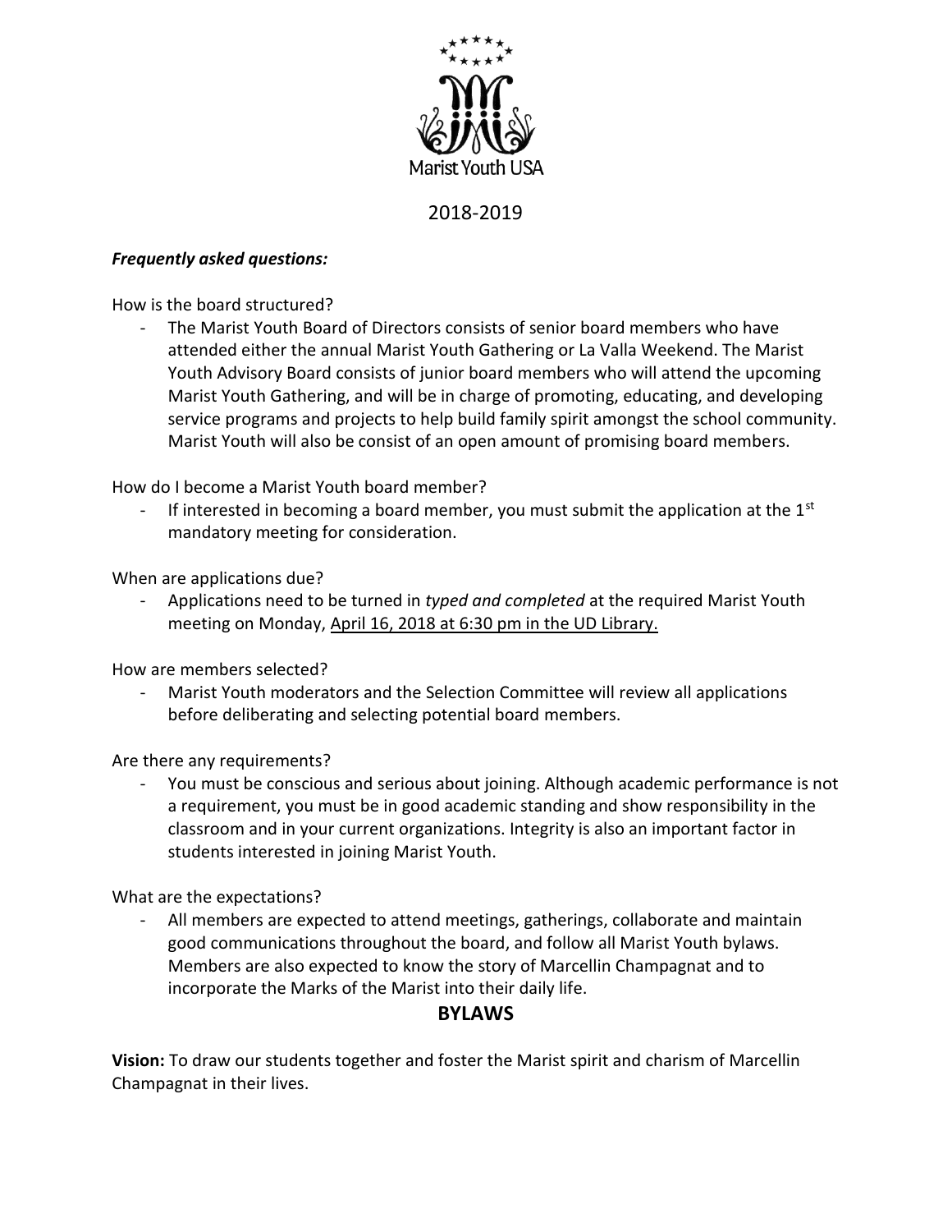Marist Youth USA

2018-2019

***Frequently asked questions:***

How is the board structured?

- The Marist Youth Board of Directors consists of senior board members who have attended either the annual Marist Youth Gathering or La Valla Weekend. The Marist Youth Advisory Board consists of junior board members who will attend the upcoming Marist Youth Gathering, and will be in charge of promoting, educating, and developing service programs and projects to help build family spirit amongst the school community. Marist Youth will also be consist of an open amount of promising board members.

How do I become a Marist Youth board member?

- If interested in becoming a board member, you must submit the application at the 1st mandatory meeting for consideration.

When are applications due?

- Applications need to be turned in *typed and completed* at the required Marist Youth meeting on Monday, April 16, 2018 at 6:30 pm in the UD Library.

How are members selected?

- Marist Youth moderators and the Selection Committee will review all applications before deliberating and selecting potential board members.

Are there any requirements?

- You must be conscious and serious about joining. Although academic performance is not a requirement, you must be in good academic standing and show responsibility in the classroom and in your current organizations. Integrity is also an important factor in students interested in joining Marist Youth.

What are the expectations?

- All members are expected to attend meetings, gatherings, collaborate and maintain good communications throughout the board, and follow all Marist Youth bylaws. Members are also expected to know the story of Marcellin Champagnat and to incorporate the Marks of the Marist into their daily life.

## BYLAWS

**Vision:** To draw our students together and foster the Marist spirit and charism of Marcellin Champagnat in their lives.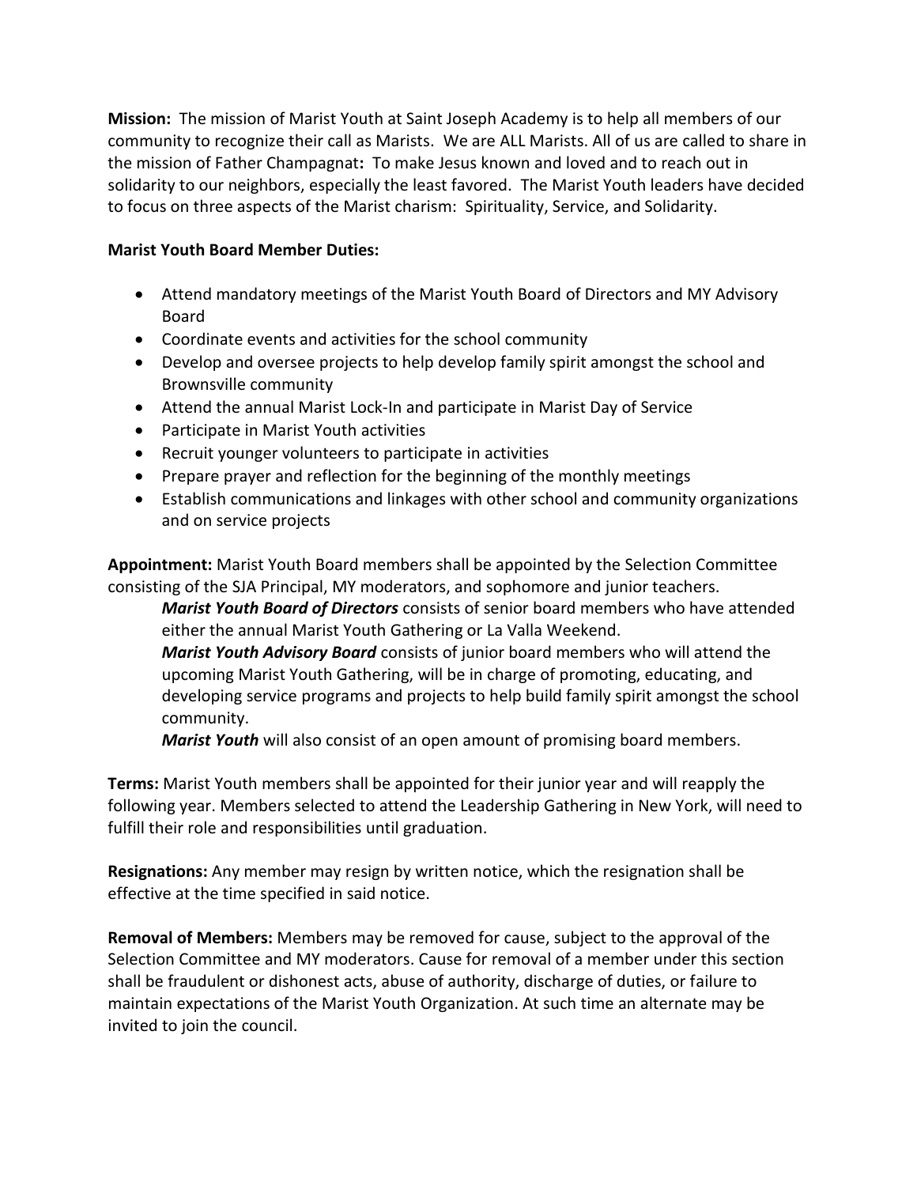**Mission:** The mission of Marist Youth at Saint Joseph Academy is to help all members of our community to recognize their call as Marists. We are ALL Marists. All of us are called to share in the mission of Father Champagnat**:** To make Jesus known and loved and to reach out in solidarity to our neighbors, especially the least favored. The Marist Youth leaders have decided to focus on three aspects of the Marist charism: Spirituality, Service, and Solidarity.

**Marist Youth Board Member Duties:**

- Attend mandatory meetings of the Marist Youth Board of Directors and MY Advisory Board
- Coordinate events and activities for the school community
- Develop and oversee projects to help develop family spirit amongst the school and Brownsville community
- Attend the annual Marist Lock-In and participate in Marist Day of Service
- Participate in Marist Youth activities
- Recruit younger volunteers to participate in activities
- Prepare prayer and reflection for the beginning of the monthly meetings
- Establish communications and linkages with other school and community organizations and on service projects

**Appointment:** Marist Youth Board members shall be appointed by the Selection Committee consisting of the SJA Principal, MY moderators, and sophomore and junior teachers.

> ***Marist Youth Board of Directors*** consists of senior board members who have attended either the annual Marist Youth Gathering or La Valla Weekend.
>
> ***Marist Youth Advisory Board*** consists of junior board members who will attend the upcoming Marist Youth Gathering, will be in charge of promoting, educating, and developing service programs and projects to help build family spirit amongst the school community.
>
> ***Marist Youth*** will also consist of an open amount of promising board members.

**Terms:** Marist Youth members shall be appointed for their junior year and will reapply the following year. Members selected to attend the Leadership Gathering in New York, will need to fulfill their role and responsibilities until graduation.

**Resignations:** Any member may resign by written notice, which the resignation shall be effective at the time specified in said notice.

**Removal of Members:** Members may be removed for cause, subject to the approval of the Selection Committee and MY moderators. Cause for removal of a member under this section shall be fraudulent or dishonest acts, abuse of authority, discharge of duties, or failure to maintain expectations of the Marist Youth Organization. At such time an alternate may be invited to join the council.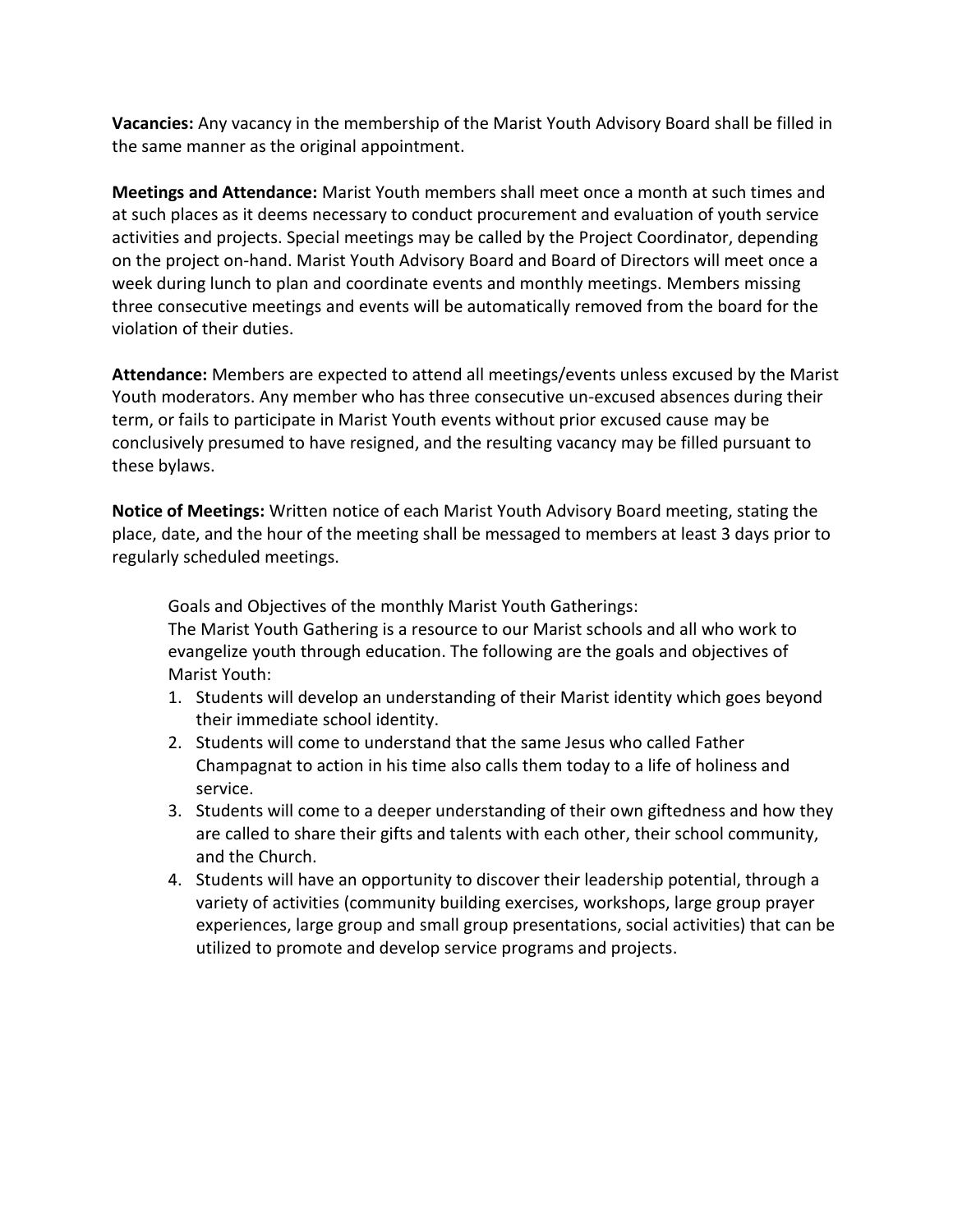**Vacancies:** Any vacancy in the membership of the Marist Youth Advisory Board shall be filled in the same manner as the original appointment.

**Meetings and Attendance:** Marist Youth members shall meet once a month at such times and at such places as it deems necessary to conduct procurement and evaluation of youth service activities and projects. Special meetings may be called by the Project Coordinator, depending on the project on-hand. Marist Youth Advisory Board and Board of Directors will meet once a week during lunch to plan and coordinate events and monthly meetings. Members missing three consecutive meetings and events will be automatically removed from the board for the violation of their duties.

**Attendance:** Members are expected to attend all meetings/events unless excused by the Marist Youth moderators. Any member who has three consecutive un-excused absences during their term, or fails to participate in Marist Youth events without prior excused cause may be conclusively presumed to have resigned, and the resulting vacancy may be filled pursuant to these bylaws.

**Notice of Meetings:** Written notice of each Marist Youth Advisory Board meeting, stating the place, date, and the hour of the meeting shall be messaged to members at least 3 days prior to regularly scheduled meetings.

Goals and Objectives of the monthly Marist Youth Gatherings:
The Marist Youth Gathering is a resource to our Marist schools and all who work to evangelize youth through education. The following are the goals and objectives of Marist Youth:

1. Students will develop an understanding of their Marist identity which goes beyond their immediate school identity.
2. Students will come to understand that the same Jesus who called Father Champagnat to action in his time also calls them today to a life of holiness and service.
3. Students will come to a deeper understanding of their own giftedness and how they are called to share their gifts and talents with each other, their school community, and the Church.
4. Students will have an opportunity to discover their leadership potential, through a variety of activities (community building exercises, workshops, large group prayer experiences, large group and small group presentations, social activities) that can be utilized to promote and develop service programs and projects.